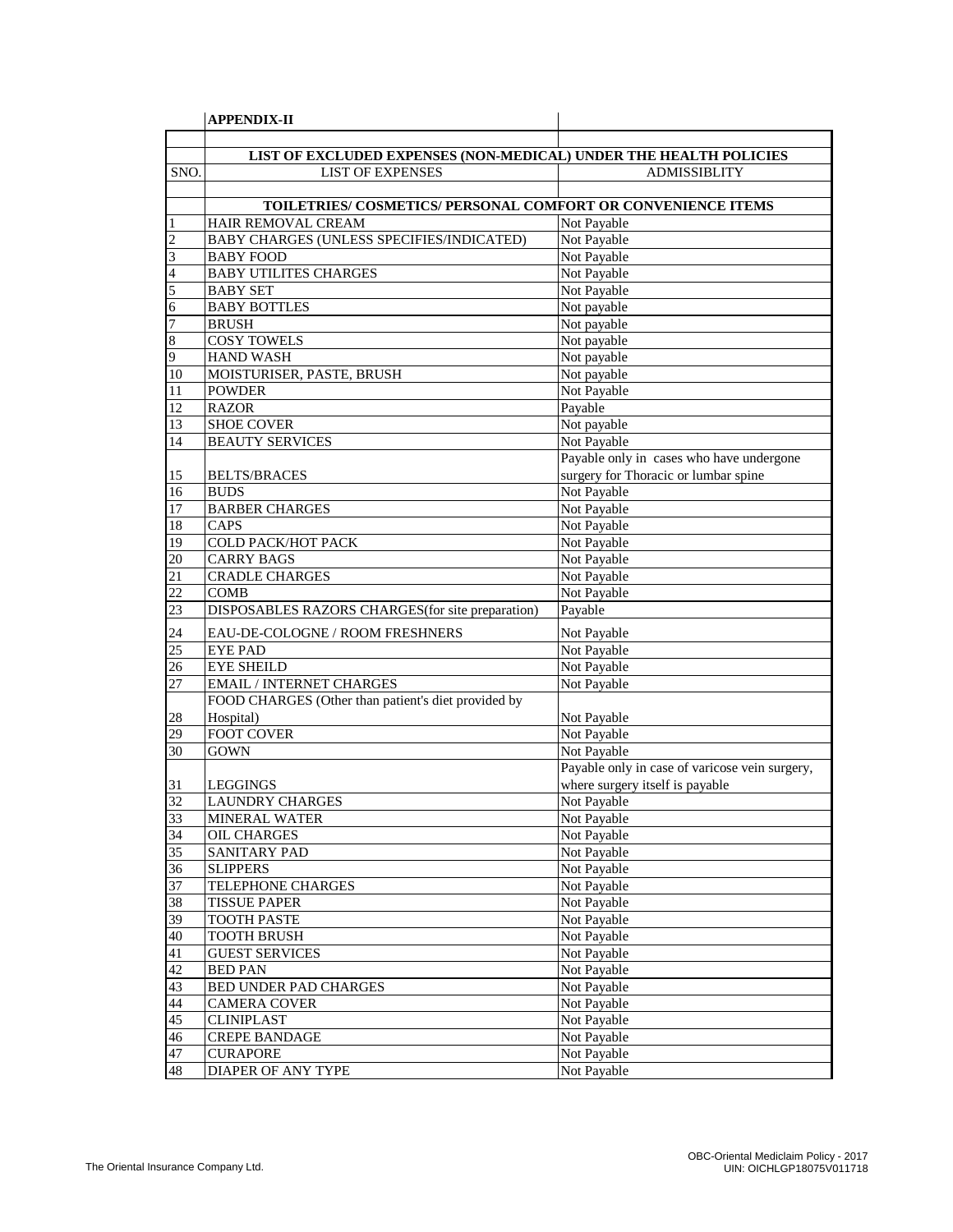**APPENDIX-II**

| SNO. | LIST OF EXPENSES | ADMISSIBLITY |
|---|---|---|
| | **LIST OF EXCLUDED EXPENSES (NON-MEDICAL) UNDER THE HEALTH POLICIES** | |
| | **TOILETRIES/ COSMETICS/ PERSONAL COMFORT OR CONVENIENCE ITEMS** | |
| 1 | HAIR REMOVAL CREAM | Not Payable |
| 2 | BABY CHARGES (UNLESS SPECIFIES/INDICATED) | Not Payable |
| 3 | BABY FOOD | Not Payable |
| 4 | BABY UTILITES CHARGES | Not Payable |
| 5 | BABY SET | Not Payable |
| 6 | BABY BOTTLES | Not payable |
| 7 | BRUSH | Not payable |
| 8 | COSY TOWELS | Not payable |
| 9 | HAND WASH | Not payable |
| 10 | MOISTURISER, PASTE, BRUSH | Not payable |
| 11 | POWDER | Not Payable |
| 12 | RAZOR | Payable |
| 13 | SHOE COVER | Not payable |
| 14 | BEAUTY SERVICES | Not Payable |
| 15 | BELTS/BRACES | Payable only in cases who have undergone surgery for Thoracic or lumbar spine |
| 16 | BUDS | Not Payable |
| 17 | BARBER CHARGES | Not Payable |
| 18 | CAPS | Not Payable |
| 19 | COLD PACK/HOT PACK | Not Payable |
| 20 | CARRY BAGS | Not Payable |
| 21 | CRADLE CHARGES | Not Payable |
| 22 | COMB | Not Payable |
| 23 | DISPOSABLES RAZORS CHARGES(for site preparation) | Payable |
| 24 | EAU-DE-COLOGNE / ROOM FRESHNERS | Not Payable |
| 25 | EYE PAD | Not Payable |
| 26 | EYE SHEILD | Not Payable |
| 27 | EMAIL / INTERNET CHARGES | Not Payable |
| 28 | FOOD CHARGES (Other than patient's diet provided by Hospital) | Not Payable |
| 29 | FOOT COVER | Not Payable |
| 30 | GOWN | Not Payable |
| 31 | LEGGINGS | Payable only in case of varicose vein surgery, where surgery itself is payable |
| 32 | LAUNDRY CHARGES | Not Payable |
| 33 | MINERAL WATER | Not Payable |
| 34 | OIL CHARGES | Not Payable |
| 35 | SANITARY PAD | Not Payable |
| 36 | SLIPPERS | Not Payable |
| 37 | TELEPHONE CHARGES | Not Payable |
| 38 | TISSUE PAPER | Not Payable |
| 39 | TOOTH PASTE | Not Payable |
| 40 | TOOTH BRUSH | Not Payable |
| 41 | GUEST SERVICES | Not Payable |
| 42 | BED PAN | Not Payable |
| 43 | BED UNDER PAD CHARGES | Not Payable |
| 44 | CAMERA COVER | Not Payable |
| 45 | CLINIPLAST | Not Payable |
| 46 | CREPE BANDAGE | Not Payable |
| 47 | CURAPORE | Not Payable |
| 48 | DIAPER OF ANY TYPE | Not Payable |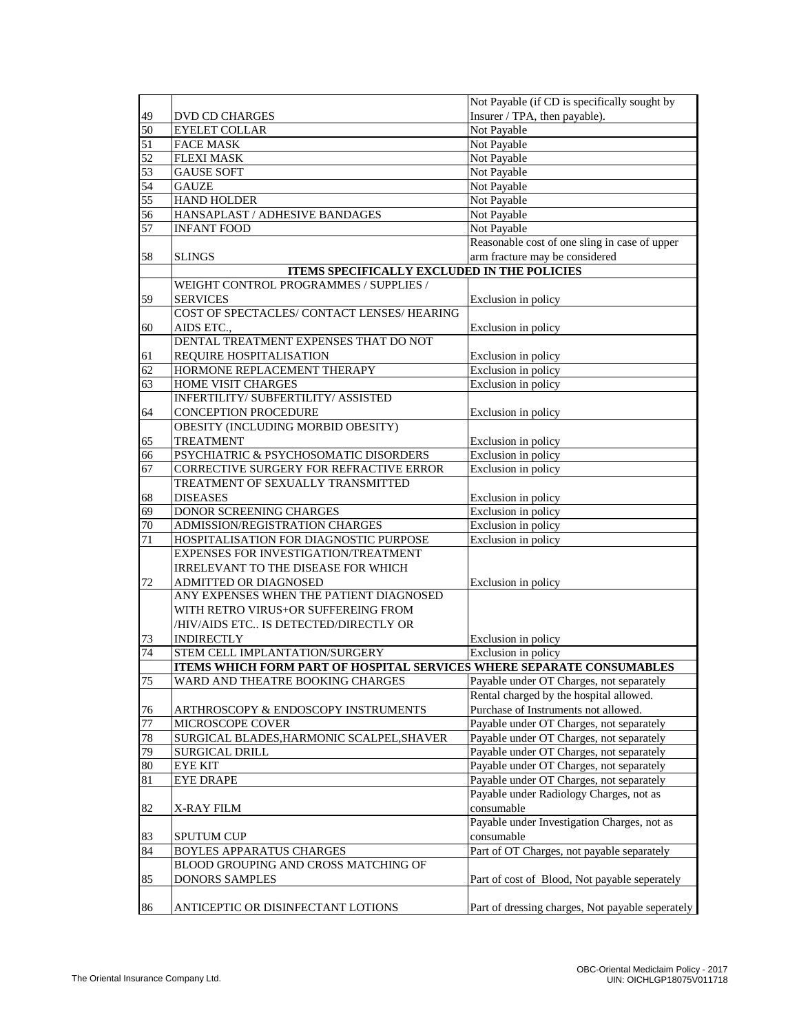| | | |
|---|---|---|
| 49 | DVD CD CHARGES | Not Payable (if CD is specifically sought by Insurer / TPA, then payable). |
| 50 | EYELET COLLAR | Not Payable |
| 51 | FACE MASK | Not Payable |
| 52 | FLEXI MASK | Not Payable |
| 53 | GAUSE SOFT | Not Payable |
| 54 | GAUZE | Not Payable |
| 55 | HAND HOLDER | Not Payable |
| 56 | HANSAPLAST / ADHESIVE BANDAGES | Not Payable |
| 57 | INFANT FOOD | Not Payable |
| 58 | SLINGS | Reasonable cost of one sling in case of upper arm fracture may be considered |
| | **ITEMS SPECIFICALLY EXCLUDED IN THE POLICIES** | |
| 59 | WEIGHT CONTROL PROGRAMMES / SUPPLIES / SERVICES | Exclusion in policy |
| 60 | COST OF SPECTACLES/ CONTACT LENSES/ HEARING AIDS ETC., | Exclusion in policy |
| 61 | DENTAL TREATMENT EXPENSES THAT DO NOT REQUIRE HOSPITALISATION | Exclusion in policy |
| 62 | HORMONE REPLACEMENT THERAPY | Exclusion in policy |
| 63 | HOME VISIT CHARGES | Exclusion in policy |
| 64 | INFERTILITY/ SUBFERTILITY/ ASSISTED CONCEPTION PROCEDURE | Exclusion in policy |
| 65 | OBESITY (INCLUDING MORBID OBESITY) TREATMENT | Exclusion in policy |
| 66 | PSYCHIATRIC & PSYCHOSOMATIC DISORDERS | Exclusion in policy |
| 67 | CORRECTIVE SURGERY FOR REFRACTIVE ERROR | Exclusion in policy |
| 68 | TREATMENT OF SEXUALLY TRANSMITTED DISEASES | Exclusion in policy |
| 69 | DONOR SCREENING CHARGES | Exclusion in policy |
| 70 | ADMISSION/REGISTRATION CHARGES | Exclusion in policy |
| 71 | HOSPITALISATION FOR DIAGNOSTIC PURPOSE | Exclusion in policy |
| 72 | EXPENSES FOR INVESTIGATION/TREATMENT IRRELEVANT TO THE DISEASE FOR WHICH ADMITTED OR DIAGNOSED | Exclusion in policy |
| 73 | ANY EXPENSES WHEN THE PATIENT DIAGNOSED WITH RETRO VIRUS+OR SUFFEREING FROM /HIV/AIDS ETC.. IS DETECTED/DIRECTLY OR INDIRECTLY | Exclusion in policy |
| 74 | STEM CELL IMPLANTATION/SURGERY | Exclusion in policy |
| | **ITEMS WHICH FORM PART OF HOSPITAL SERVICES WHERE SEPARATE CONSUMABLES** | |
| 75 | WARD AND THEATRE BOOKING CHARGES | Payable under OT Charges, not separately |
| 76 | ARTHROSCOPY & ENDOSCOPY INSTRUMENTS | Rental charged by the hospital allowed. Purchase of Instruments not allowed. |
| 77 | MICROSCOPE COVER | Payable under OT Charges, not separately |
| 78 | SURGICAL BLADES,HARMONIC SCALPEL,SHAVER | Payable under OT Charges, not separately |
| 79 | SURGICAL DRILL | Payable under OT Charges, not separately |
| 80 | EYE KIT | Payable under OT Charges, not separately |
| 81 | EYE DRAPE | Payable under OT Charges, not separately |
| 82 | X-RAY FILM | Payable under Radiology Charges, not as consumable |
| 83 | SPUTUM CUP | Payable under Investigation Charges, not as consumable |
| 84 | BOYLES APPARATUS CHARGES | Part of OT Charges, not payable separately |
| 85 | BLOOD GROUPING AND CROSS MATCHING OF DONORS SAMPLES | Part of cost of Blood, Not payable seperately |
| 86 | ANTICEPTIC OR DISINFECTANT LOTIONS | Part of dressing charges, Not payable seperately |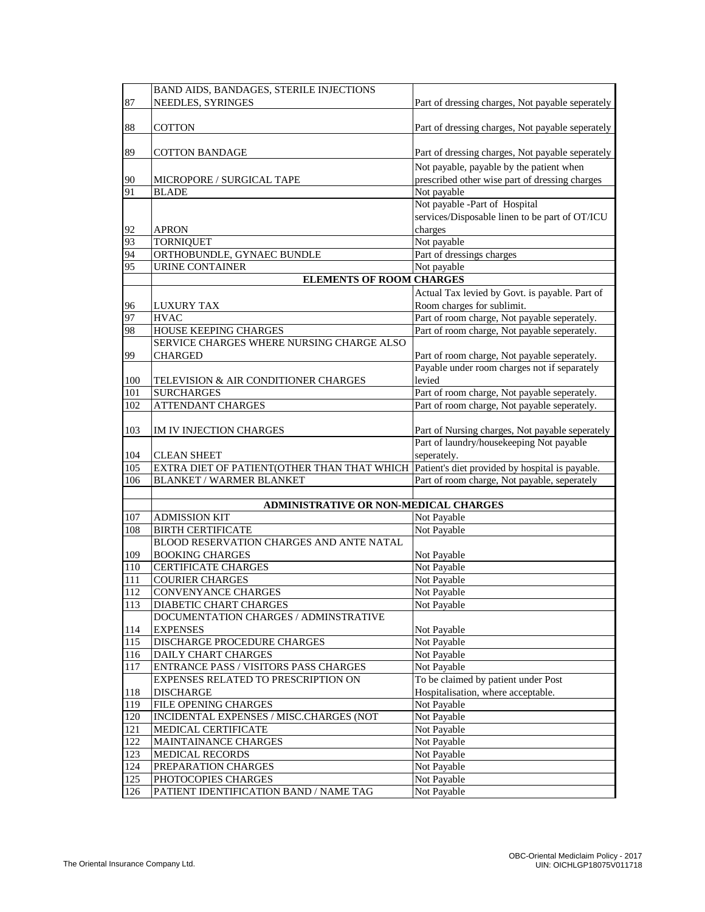| | | |
|---|---|---|
| 87 | BAND AIDS, BANDAGES, STERILE INJECTIONS NEEDLES, SYRINGES | Part of dressing charges, Not payable seperately |
| 88 | COTTON | Part of dressing charges, Not payable seperately |
| 89 | COTTON BANDAGE | Part of dressing charges, Not payable seperately |
| 90 | MICROPORE / SURGICAL TAPE | Not payable, payable by the patient when prescribed other wise part of dressing charges |
| 91 | BLADE | Not payable |
| 92 | APRON | Not payable -Part of Hospital services/Disposable linen to be part of OT/ICU charges |
| 93 | TORNIQUET | Not payable |
| 94 | ORTHOBUNDLE, GYNAEC BUNDLE | Part of dressings charges |
| 95 | URINE CONTAINER | Not payable |
| | **ELEMENTS OF ROOM CHARGES** | |
| 96 | LUXURY TAX | Actual Tax levied by Govt. is payable. Part of Room charges for sublimit. |
| 97 | HVAC | Part of room charge, Not payable seperately. |
| 98 | HOUSE KEEPING CHARGES | Part of room charge, Not payable seperately. |
| 99 | SERVICE CHARGES WHERE NURSING CHARGE ALSO CHARGED | Part of room charge, Not payable seperately. |
| 100 | TELEVISION & AIR CONDITIONER CHARGES | Payable under room charges not if separately levied |
| 101 | SURCHARGES | Part of room charge, Not payable seperately. |
| 102 | ATTENDANT CHARGES | Part of room charge, Not payable seperately. |
| 103 | IM IV INJECTION CHARGES | Part of Nursing charges, Not payable seperately |
| 104 | CLEAN SHEET | Part of laundry/housekeeping Not payable seperately. |
| 105 | EXTRA DIET OF PATIENT(OTHER THAN THAT WHICH | Patient's diet provided by hospital is payable. |
| 106 | BLANKET / WARMER BLANKET | Part of room charge, Not payable, seperately |
| | | |
| | **ADMINISTRATIVE OR NON-MEDICAL CHARGES** | |
| 107 | ADMISSION KIT | Not Payable |
| 108 | BIRTH CERTIFICATE | Not Payable |
| 109 | BLOOD RESERVATION CHARGES AND ANTE NATAL BOOKING CHARGES | Not Payable |
| 110 | CERTIFICATE CHARGES | Not Payable |
| 111 | COURIER CHARGES | Not Payable |
| 112 | CONVENYANCE CHARGES | Not Payable |
| 113 | DIABETIC CHART CHARGES | Not Payable |
| 114 | DOCUMENTATION CHARGES / ADMINSTRATIVE EXPENSES | Not Payable |
| 115 | DISCHARGE PROCEDURE CHARGES | Not Payable |
| 116 | DAILY CHART CHARGES | Not Payable |
| 117 | ENTRANCE PASS / VISITORS PASS CHARGES | Not Payable |
| 118 | EXPENSES RELATED TO PRESCRIPTION ON DISCHARGE | To be claimed by patient under Post Hospitalisation, where acceptable. |
| 119 | FILE OPENING CHARGES | Not Payable |
| 120 | INCIDENTAL EXPENSES / MISC.CHARGES (NOT | Not Payable |
| 121 | MEDICAL CERTIFICATE | Not Payable |
| 122 | MAINTAINANCE CHARGES | Not Payable |
| 123 | MEDICAL RECORDS | Not Payable |
| 124 | PREPARATION CHARGES | Not Payable |
| 125 | PHOTOCOPIES CHARGES | Not Payable |
| 126 | PATIENT IDENTIFICATION BAND / NAME TAG | Not Payable |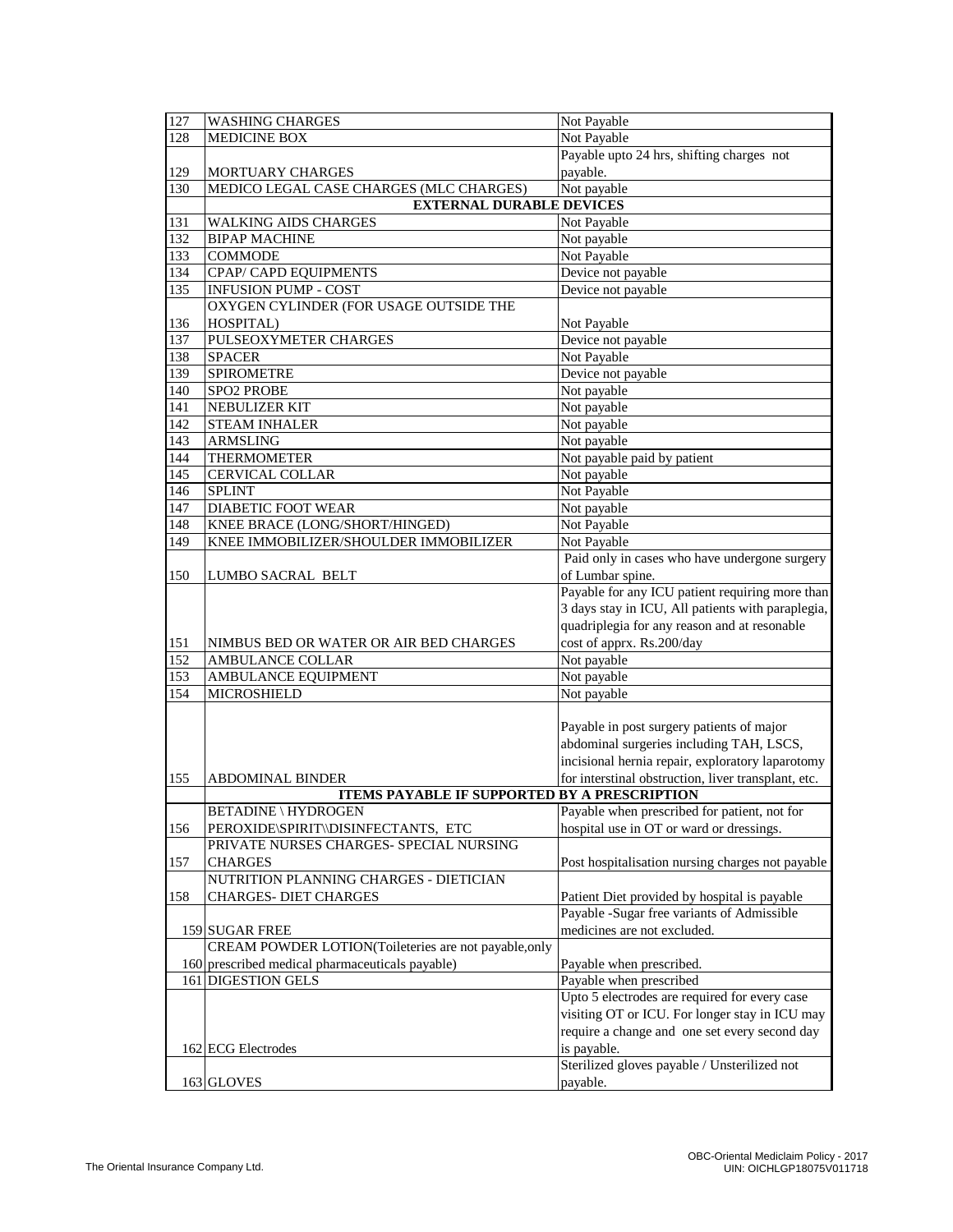| 127 | WASHING CHARGES | Not Payable |
|---|---|---|
| 128 | MEDICINE BOX | Not Payable |
| 129 | MORTUARY CHARGES | Payable upto 24 hrs, shifting charges not payable. |
| 130 | MEDICO LEGAL CASE CHARGES (MLC CHARGES) | Not payable |
| | **EXTERNAL DURABLE DEVICES** | |
| 131 | WALKING AIDS CHARGES | Not Payable |
| 132 | BIPAP MACHINE | Not payable |
| 133 | COMMODE | Not Payable |
| 134 | CPAP/ CAPD EQUIPMENTS | Device not payable |
| 135 | INFUSION PUMP - COST | Device not payable |
| 136 | OXYGEN CYLINDER (FOR USAGE OUTSIDE THE HOSPITAL) | Not Payable |
| 137 | PULSEOXYMETER CHARGES | Device not payable |
| 138 | SPACER | Not Payable |
| 139 | SPIROMETRE | Device not payable |
| 140 | SPO2 PROBE | Not payable |
| 141 | NEBULIZER KIT | Not payable |
| 142 | STEAM INHALER | Not payable |
| 143 | ARMSLING | Not payable |
| 144 | THERMOMETER | Not payable paid by patient |
| 145 | CERVICAL COLLAR | Not payable |
| 146 | SPLINT | Not Payable |
| 147 | DIABETIC FOOT WEAR | Not payable |
| 148 | KNEE BRACE (LONG/SHORT/HINGED) | Not Payable |
| 149 | KNEE IMMOBILIZER/SHOULDER IMMOBILIZER | Not Payable |
| 150 | LUMBO SACRAL BELT | Paid only in cases who have undergone surgery of Lumbar spine. |
| 151 | NIMBUS BED OR WATER OR AIR BED CHARGES | Payable for any ICU patient requiring more than 3 days stay in ICU, All patients with paraplegia, quadriplegia for any reason and at resonable cost of apprx. Rs.200/day |
| 152 | AMBULANCE COLLAR | Not payable |
| 153 | AMBULANCE EQUIPMENT | Not payable |
| 154 | MICROSHIELD | Not payable |
| 155 | ABDOMINAL BINDER | Payable in post surgery patients of major abdominal surgeries including TAH, LSCS, incisional hernia repair, exploratory laparotomy for interstinal obstruction, liver transplant, etc. |
| | **ITEMS PAYABLE IF SUPPORTED BY A PRESCRIPTION** | |
| 156 | BETADINE \ HYDROGEN PEROXIDE\SPIRIT\\DISINFECTANTS, ETC | Payable when prescribed for patient, not for hospital use in OT or ward or dressings. |
| 157 | PRIVATE NURSES CHARGES- SPECIAL NURSING CHARGES | Post hospitalisation nursing charges not payable |
| 158 | NUTRITION PLANNING CHARGES - DIETICIAN CHARGES- DIET CHARGES | Patient Diet provided by hospital is payable |
| 159 | SUGAR FREE | Payable -Sugar free variants of Admissible medicines are not excluded. |
| 160 | CREAM POWDER LOTION(Toileteries are not payable,only prescribed medical pharmaceuticals payable) | Payable when prescribed. |
| 161 | DIGESTION GELS | Payable when prescribed |
| 162 | ECG Electrodes | Upto 5 electrodes are required for every case visiting OT or ICU. For longer stay in ICU may require a change and one set every second day is payable. |
| 163 | GLOVES | Sterilized gloves payable / Unsterilized not payable. |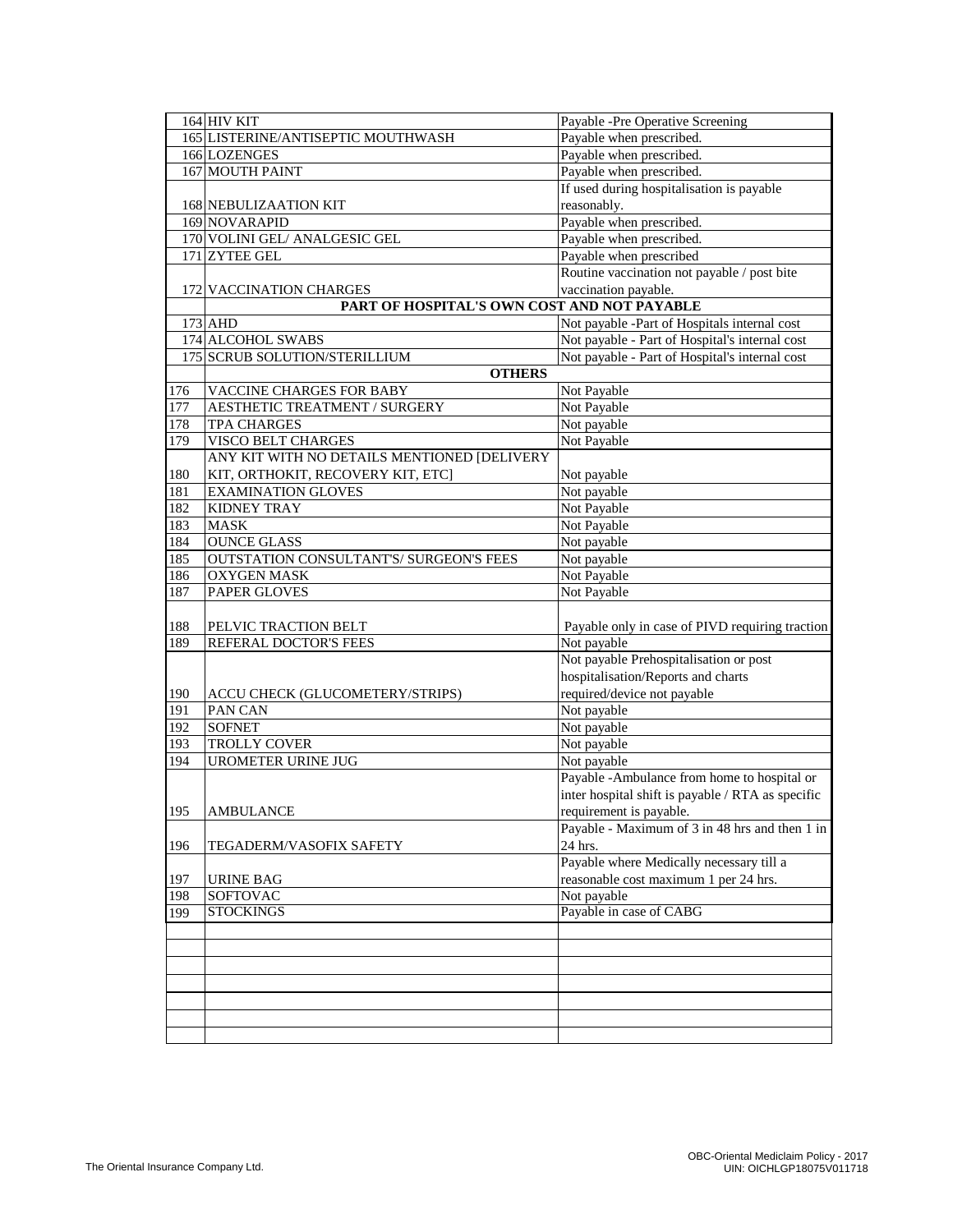| | | |
|---|---|---|
| 164 | HIV KIT | Payable -Pre Operative Screening |
| 165 | LISTERINE/ANTISEPTIC MOUTHWASH | Payable when prescribed. |
| 166 | LOZENGES | Payable when prescribed. |
| 167 | MOUTH PAINT | Payable when prescribed. |
| 168 | NEBULIZAATION KIT | If used during hospitalisation is payable reasonably. |
| 169 | NOVARAPID | Payable when prescribed. |
| 170 | VOLINI GEL/ ANALGESIC GEL | Payable when prescribed. |
| 171 | ZYTEE GEL | Payable when prescribed |
| 172 | VACCINATION CHARGES | Routine vaccination not payable / post bite vaccination payable. |
| | **PART OF HOSPITAL'S OWN COST AND NOT PAYABLE** | |
| 173 | AHD | Not payable -Part of Hospitals internal cost |
| 174 | ALCOHOL SWABS | Not payable - Part of Hospital's internal cost |
| 175 | SCRUB SOLUTION/STERILLIUM | Not payable - Part of Hospital's internal cost |
| | **OTHERS** | |
| 176 | VACCINE CHARGES FOR BABY | Not Payable |
| 177 | AESTHETIC TREATMENT / SURGERY | Not Payable |
| 178 | TPA CHARGES | Not payable |
| 179 | VISCO BELT CHARGES | Not Payable |
| 180 | ANY KIT WITH NO DETAILS MENTIONED [DELIVERY KIT, ORTHOKIT, RECOVERY KIT, ETC] | Not payable |
| 181 | EXAMINATION GLOVES | Not payable |
| 182 | KIDNEY TRAY | Not Payable |
| 183 | MASK | Not Payable |
| 184 | OUNCE GLASS | Not payable |
| 185 | OUTSTATION CONSULTANT'S/ SURGEON'S FEES | Not payable |
| 186 | OXYGEN MASK | Not Payable |
| 187 | PAPER GLOVES | Not Payable |
| 188 | PELVIC TRACTION BELT | Payable only in case of PIVD requiring traction |
| 189 | REFERAL DOCTOR'S FEES | Not payable |
| 190 | ACCU CHECK (GLUCOMETERY/STRIPS) | Not payable Prehospitalisation or post hospitalisation/Reports and charts required/device not payable |
| 191 | PAN CAN | Not payable |
| 192 | SOFNET | Not payable |
| 193 | TROLLY COVER | Not payable |
| 194 | UROMETER URINE JUG | Not payable |
| 195 | AMBULANCE | Payable -Ambulance from home to hospital or inter hospital shift is payable / RTA as specific requirement is payable. |
| 196 | TEGADERM/VASOFIX SAFETY | Payable - Maximum of 3 in 48 hrs and then 1 in 24 hrs. |
| 197 | URINE BAG | Payable where Medically necessary till a reasonable cost maximum 1 per 24 hrs. |
| 198 | SOFTOVAC | Not payable |
| 199 | STOCKINGS | Payable in case of CABG |